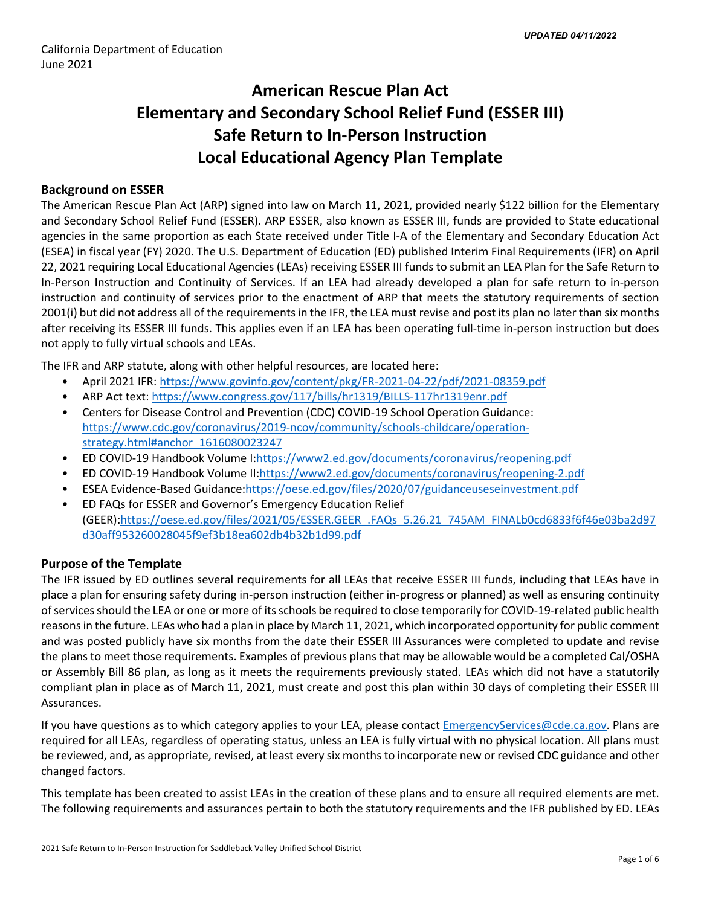***UPDATED 04/11/2022***

California Department of Education
June 2021

# American Rescue Plan Act Elementary and Secondary School Relief Fund (ESSER III) Safe Return to In-Person Instruction Local Educational Agency Plan Template

## Background on ESSER

The American Rescue Plan Act (ARP) signed into law on March 11, 2021, provided nearly $122 billion for the Elementary and Secondary School Relief Fund (ESSER). ARP ESSER, also known as ESSER III, funds are provided to State educational agencies in the same proportion as each State received under Title I-A of the Elementary and Secondary Education Act (ESEA) in fiscal year (FY) 2020. The U.S. Department of Education (ED) published Interim Final Requirements (IFR) on April 22, 2021 requiring Local Educational Agencies (LEAs) receiving ESSER III funds to submit an LEA Plan for the Safe Return to In-Person Instruction and Continuity of Services. If an LEA had already developed a plan for safe return to in-person instruction and continuity of services prior to the enactment of ARP that meets the statutory requirements of section 2001(i) but did not address all of the requirements in the IFR, the LEA must revise and post its plan no later than six months after receiving its ESSER III funds. This applies even if an LEA has been operating full-time in-person instruction but does not apply to fully virtual schools and LEAs.

The IFR and ARP statute, along with other helpful resources, are located here:

- April 2021 IFR: https://www.govinfo.gov/content/pkg/FR-2021-04-22/pdf/2021-08359.pdf
- ARP Act text: https://www.congress.gov/117/bills/hr1319/BILLS-117hr1319enr.pdf
- Centers for Disease Control and Prevention (CDC) COVID-19 School Operation Guidance: https://www.cdc.gov/coronavirus/2019-ncov/community/schools-childcare/operation-strategy.html#anchor_1616080023247
- ED COVID-19 Handbook Volume I:https://www2.ed.gov/documents/coronavirus/reopening.pdf
- ED COVID-19 Handbook Volume II:https://www2.ed.gov/documents/coronavirus/reopening-2.pdf
- ESEA Evidence-Based Guidance:https://oese.ed.gov/files/2020/07/guidanceuseseinvestment.pdf
- ED FAQs for ESSER and Governor's Emergency Education Relief (GEER):https://oese.ed.gov/files/2021/05/ESSER.GEER_.FAQs_5.26.21_745AM_FINALb0cd6833f6f46e03ba2d97d30aff953260028045f9ef3b18ea602db4b32b1d99.pdf

## Purpose of the Template

The IFR issued by ED outlines several requirements for all LEAs that receive ESSER III funds, including that LEAs have in place a plan for ensuring safety during in-person instruction (either in-progress or planned) as well as ensuring continuity of services should the LEA or one or more of its schools be required to close temporarily for COVID-19-related public health reasons in the future. LEAs who had a plan in place by March 11, 2021, which incorporated opportunity for public comment and was posted publicly have six months from the date their ESSER III Assurances were completed to update and revise the plans to meet those requirements. Examples of previous plans that may be allowable would be a completed Cal/OSHA or Assembly Bill 86 plan, as long as it meets the requirements previously stated. LEAs which did not have a statutorily compliant plan in place as of March 11, 2021, must create and post this plan within 30 days of completing their ESSER III Assurances.

If you have questions as to which category applies to your LEA, please contact EmergencyServices@cde.ca.gov. Plans are required for all LEAs, regardless of operating status, unless an LEA is fully virtual with no physical location. All plans must be reviewed, and, as appropriate, revised, at least every six months to incorporate new or revised CDC guidance and other changed factors.

This template has been created to assist LEAs in the creation of these plans and to ensure all required elements are met. The following requirements and assurances pertain to both the statutory requirements and the IFR published by ED. LEAs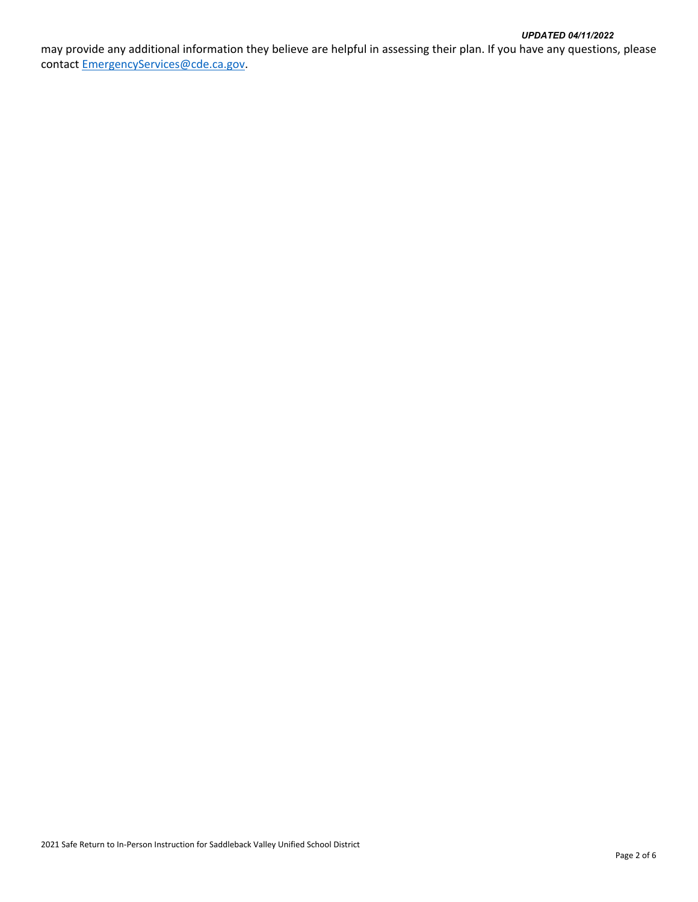may provide any additional information they believe are helpful in assessing their plan. If you have any questions, please contact [EmergencyServices@cde.ca.gov](mailto:EmergencyServices@cde.ca.gov).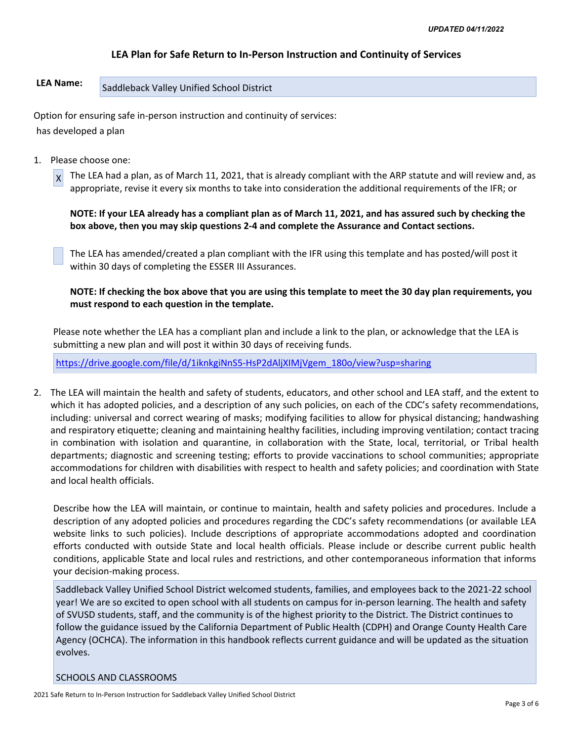## LEA Plan for Safe Return to In-Person Instruction and Continuity of Services

**LEA Name:** Saddleback Valley Unified School District

Option for ensuring safe in-person instruction and continuity of services:

has developed a plan

1. Please choose one:

   [X] The LEA had a plan, as of March 11, 2021, that is already compliant with the ARP statute and will review and, as appropriate, revise it every six months to take into consideration the additional requirements of the IFR; or

   **NOTE: If your LEA already has a compliant plan as of March 11, 2021, and has assured such by checking the box above, then you may skip questions 2-4 and complete the Assurance and Contact sections.**

   [ ] The LEA has amended/created a plan compliant with the IFR using this template and has posted/will post it within 30 days of completing the ESSER III Assurances.

   **NOTE: If checking the box above that you are using this template to meet the 30 day plan requirements, you must respond to each question in the template.**

   Please note whether the LEA has a compliant plan and include a link to the plan, or acknowledge that the LEA is submitting a new plan and will post it within 30 days of receiving funds.

   https://drive.google.com/file/d/1iknkgiNnS5-HsP2dAljXIMjVgem_180o/view?usp=sharing

2. The LEA will maintain the health and safety of students, educators, and other school and LEA staff, and the extent to which it has adopted policies, and a description of any such policies, on each of the CDC's safety recommendations, including: universal and correct wearing of masks; modifying facilities to allow for physical distancing; handwashing and respiratory etiquette; cleaning and maintaining healthy facilities, including improving ventilation; contact tracing in combination with isolation and quarantine, in collaboration with the State, local, territorial, or Tribal health departments; diagnostic and screening testing; efforts to provide vaccinations to school communities; appropriate accommodations for children with disabilities with respect to health and safety policies; and coordination with State and local health officials.

   Describe how the LEA will maintain, or continue to maintain, health and safety policies and procedures. Include a description of any adopted policies and procedures regarding the CDC's safety recommendations (or available LEA website links to such policies). Include descriptions of appropriate accommodations adopted and coordination efforts conducted with outside State and local health officials. Please include or describe current public health conditions, applicable State and local rules and restrictions, and other contemporaneous information that informs your decision-making process.

   Saddleback Valley Unified School District welcomed students, families, and employees back to the 2021-22 school year! We are so excited to open school with all students on campus for in-person learning. The health and safety of SVUSD students, staff, and the community is of the highest priority to the District. The District continues to follow the guidance issued by the California Department of Public Health (CDPH) and Orange County Health Care Agency (OCHCA). The information in this handbook reflects current guidance and will be updated as the situation evolves.

   SCHOOLS AND CLASSROOMS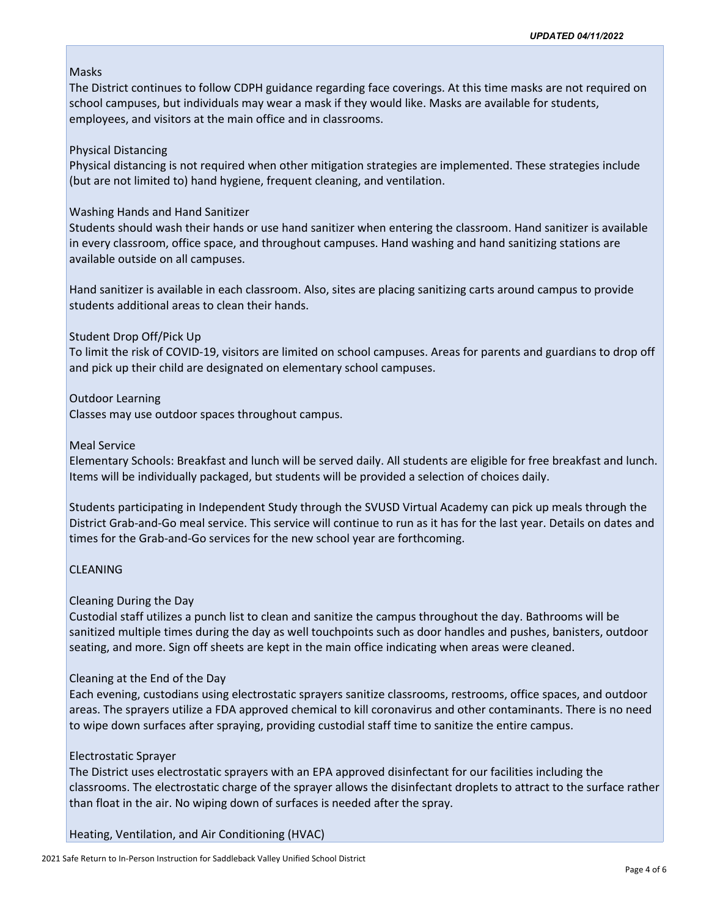Masks

The District continues to follow CDPH guidance regarding face coverings. At this time masks are not required on school campuses, but individuals may wear a mask if they would like. Masks are available for students, employees, and visitors at the main office and in classrooms.

Physical Distancing

Physical distancing is not required when other mitigation strategies are implemented. These strategies include (but are not limited to) hand hygiene, frequent cleaning, and ventilation.

Washing Hands and Hand Sanitizer

Students should wash their hands or use hand sanitizer when entering the classroom. Hand sanitizer is available in every classroom, office space, and throughout campuses. Hand washing and hand sanitizing stations are available outside on all campuses.

Hand sanitizer is available in each classroom. Also, sites are placing sanitizing carts around campus to provide students additional areas to clean their hands.

Student Drop Off/Pick Up

To limit the risk of COVID-19, visitors are limited on school campuses. Areas for parents and guardians to drop off and pick up their child are designated on elementary school campuses.

Outdoor Learning

Classes may use outdoor spaces throughout campus.

Meal Service

Elementary Schools: Breakfast and lunch will be served daily. All students are eligible for free breakfast and lunch. Items will be individually packaged, but students will be provided a selection of choices daily.

Students participating in Independent Study through the SVUSD Virtual Academy can pick up meals through the District Grab-and-Go meal service. This service will continue to run as it has for the last year. Details on dates and times for the Grab-and-Go services for the new school year are forthcoming.

CLEANING

Cleaning During the Day

Custodial staff utilizes a punch list to clean and sanitize the campus throughout the day. Bathrooms will be sanitized multiple times during the day as well touchpoints such as door handles and pushes, banisters, outdoor seating, and more. Sign off sheets are kept in the main office indicating when areas were cleaned.

Cleaning at the End of the Day

Each evening, custodians using electrostatic sprayers sanitize classrooms, restrooms, office spaces, and outdoor areas. The sprayers utilize a FDA approved chemical to kill coronavirus and other contaminants. There is no need to wipe down surfaces after spraying, providing custodial staff time to sanitize the entire campus.

Electrostatic Sprayer

The District uses electrostatic sprayers with an EPA approved disinfectant for our facilities including the classrooms. The electrostatic charge of the sprayer allows the disinfectant droplets to attract to the surface rather than float in the air. No wiping down of surfaces is needed after the spray.

Heating, Ventilation, and Air Conditioning (HVAC)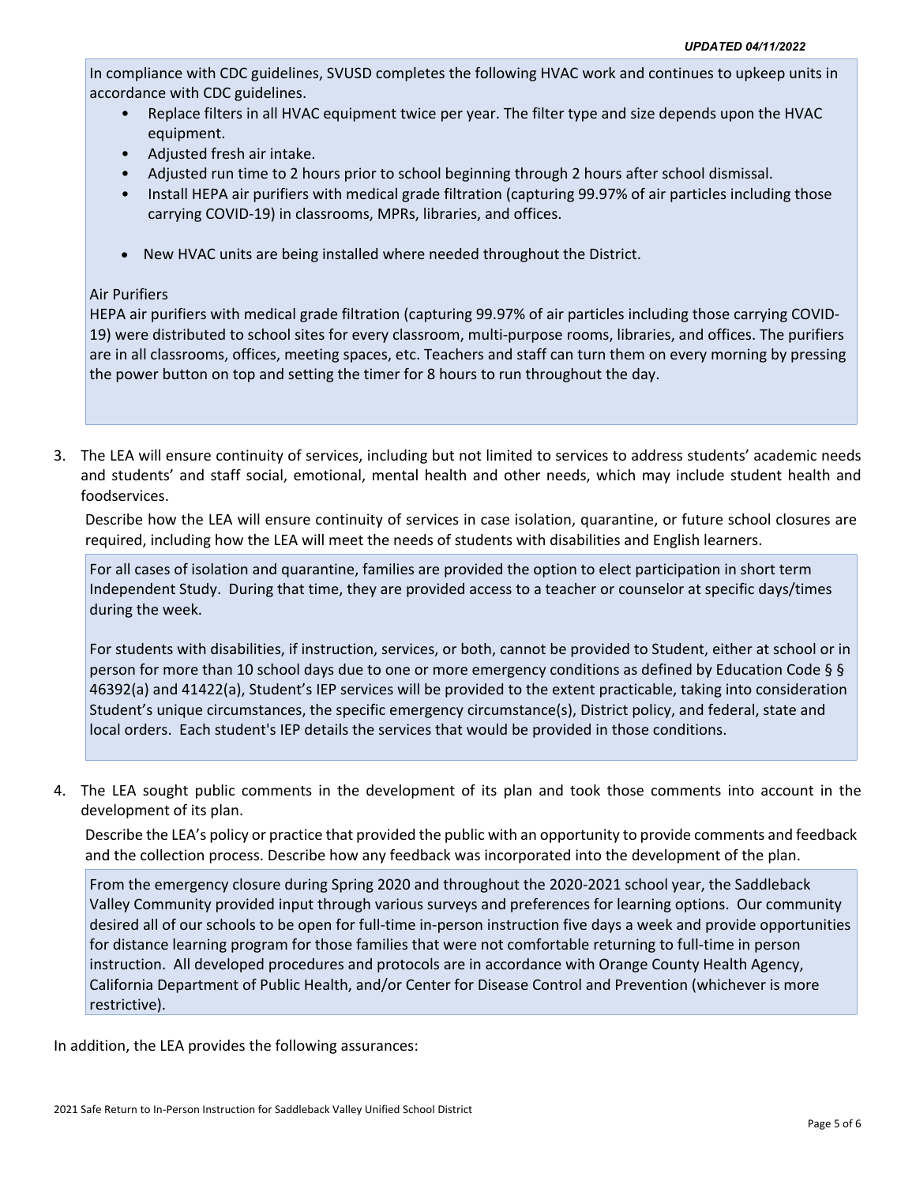In compliance with CDC guidelines, SVUSD completes the following HVAC work and continues to upkeep units in accordance with CDC guidelines.

- Replace filters in all HVAC equipment twice per year. The filter type and size depends upon the HVAC equipment.
- Adjusted fresh air intake.
- Adjusted run time to 2 hours prior to school beginning through 2 hours after school dismissal.
- Install HEPA air purifiers with medical grade filtration (capturing 99.97% of air particles including those carrying COVID-19) in classrooms, MPRs, libraries, and offices.
- New HVAC units are being installed where needed throughout the District.

Air Purifiers

HEPA air purifiers with medical grade filtration (capturing 99.97% of air particles including those carrying COVID-19) were distributed to school sites for every classroom, multi-purpose rooms, libraries, and offices. The purifiers are in all classrooms, offices, meeting spaces, etc. Teachers and staff can turn them on every morning by pressing the power button on top and setting the timer for 8 hours to run throughout the day.

3. The LEA will ensure continuity of services, including but not limited to services to address students' academic needs and students' and staff social, emotional, mental health and other needs, which may include student health and foodservices.

   Describe how the LEA will ensure continuity of services in case isolation, quarantine, or future school closures are required, including how the LEA will meet the needs of students with disabilities and English learners.

For all cases of isolation and quarantine, families are provided the option to elect participation in short term Independent Study. During that time, they are provided access to a teacher or counselor at specific days/times during the week.

For students with disabilities, if instruction, services, or both, cannot be provided to Student, either at school or in person for more than 10 school days due to one or more emergency conditions as defined by Education Code § § 46392(a) and 41422(a), Student's IEP services will be provided to the extent practicable, taking into consideration Student's unique circumstances, the specific emergency circumstance(s), District policy, and federal, state and local orders. Each student's IEP details the services that would be provided in those conditions.

4. The LEA sought public comments in the development of its plan and took those comments into account in the development of its plan.

   Describe the LEA's policy or practice that provided the public with an opportunity to provide comments and feedback and the collection process. Describe how any feedback was incorporated into the development of the plan.

From the emergency closure during Spring 2020 and throughout the 2020-2021 school year, the Saddleback Valley Community provided input through various surveys and preferences for learning options. Our community desired all of our schools to be open for full-time in-person instruction five days a week and provide opportunities for distance learning program for those families that were not comfortable returning to full-time in person instruction. All developed procedures and protocols are in accordance with Orange County Health Agency, California Department of Public Health, and/or Center for Disease Control and Prevention (whichever is more restrictive).

In addition, the LEA provides the following assurances: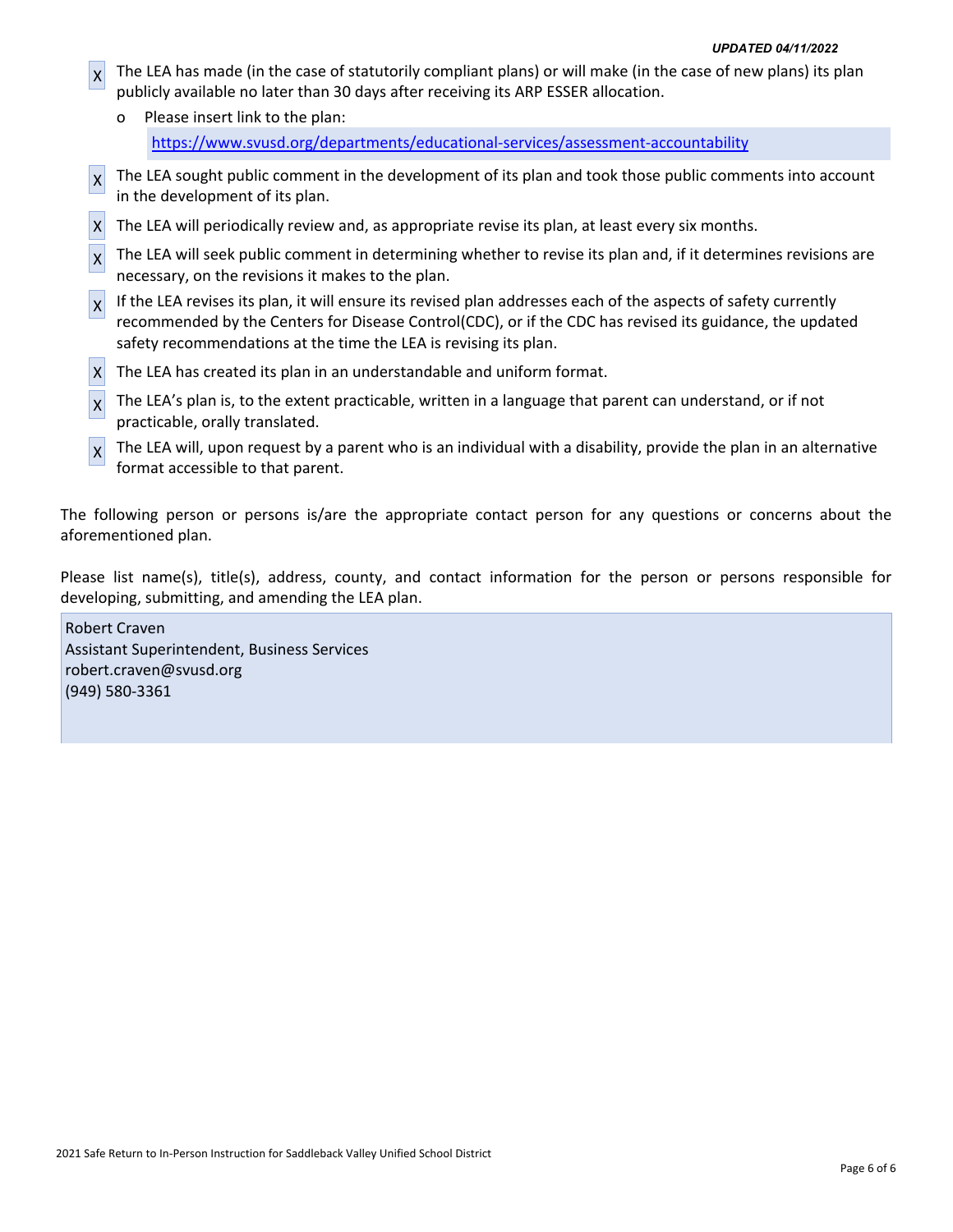- [X] The LEA has made (in the case of statutorily compliant plans) or will make (in the case of new plans) its plan publicly available no later than 30 days after receiving its ARP ESSER allocation.
  - Please insert link to the plan:

    https://www.svusd.org/departments/educational-services/assessment-accountability

- [X] The LEA sought public comment in the development of its plan and took those public comments into account in the development of its plan.
- [X] The LEA will periodically review and, as appropriate revise its plan, at least every six months.
- [X] The LEA will seek public comment in determining whether to revise its plan and, if it determines revisions are necessary, on the revisions it makes to the plan.
- [X] If the LEA revises its plan, it will ensure its revised plan addresses each of the aspects of safety currently recommended by the Centers for Disease Control(CDC), or if the CDC has revised its guidance, the updated safety recommendations at the time the LEA is revising its plan.
- [X] The LEA has created its plan in an understandable and uniform format.
- [X] The LEA's plan is, to the extent practicable, written in a language that parent can understand, or if not practicable, orally translated.
- [X] The LEA will, upon request by a parent who is an individual with a disability, provide the plan in an alternative format accessible to that parent.

The following person or persons is/are the appropriate contact person for any questions or concerns about the aforementioned plan.

Please list name(s), title(s), address, county, and contact information for the person or persons responsible for developing, submitting, and amending the LEA plan.

Robert Craven
Assistant Superintendent, Business Services
robert.craven@svusd.org
(949) 580-3361